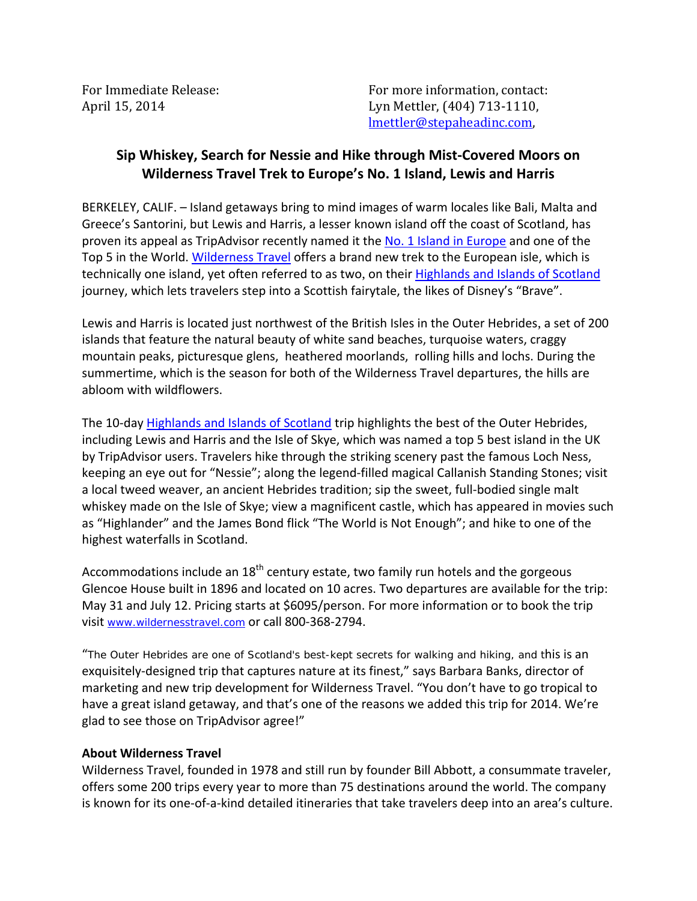For Immediate Release:
April 15, 2014

For more information, contact:
Lyn Mettler, (404) 713-1110,
lmettler@stepaheadinc.com,

## Sip Whiskey, Search for Nessie and Hike through Mist-Covered Moors on Wilderness Travel Trek to Europe's No. 1 Island, Lewis and Harris

BERKELEY, CALIF. – Island getaways bring to mind images of warm locales like Bali, Malta and Greece's Santorini, but Lewis and Harris, a lesser known island off the coast of Scotland, has proven its appeal as TripAdvisor recently named it the No. 1 Island in Europe and one of the Top 5 in the World. Wilderness Travel offers a brand new trek to the European isle, which is technically one island, yet often referred to as two, on their Highlands and Islands of Scotland journey, which lets travelers step into a Scottish fairytale, the likes of Disney's "Brave".

Lewis and Harris is located just northwest of the British Isles in the Outer Hebrides, a set of 200 islands that feature the natural beauty of white sand beaches, turquoise waters, craggy mountain peaks, picturesque glens, heathered moorlands, rolling hills and lochs. During the summertime, which is the season for both of the Wilderness Travel departures, the hills are abloom with wildflowers.

The 10-day Highlands and Islands of Scotland trip highlights the best of the Outer Hebrides, including Lewis and Harris and the Isle of Skye, which was named a top 5 best island in the UK by TripAdvisor users. Travelers hike through the striking scenery past the famous Loch Ness, keeping an eye out for "Nessie"; along the legend-filled magical Callanish Standing Stones; visit a local tweed weaver, an ancient Hebrides tradition; sip the sweet, full-bodied single malt whiskey made on the Isle of Skye; view a magnificent castle, which has appeared in movies such as "Highlander" and the James Bond flick "The World is Not Enough"; and hike to one of the highest waterfalls in Scotland.

Accommodations include an 18th century estate, two family run hotels and the gorgeous Glencoe House built in 1896 and located on 10 acres. Two departures are available for the trip: May 31 and July 12. Pricing starts at $6095/person. For more information or to book the trip visit www.wildernesstravel.com or call 800-368-2794.

"The Outer Hebrides are one of Scotland's best-kept secrets for walking and hiking, and this is an exquisitely-designed trip that captures nature at its finest," says Barbara Banks, director of marketing and new trip development for Wilderness Travel. "You don't have to go tropical to have a great island getaway, and that's one of the reasons we added this trip for 2014. We're glad to see those on TripAdvisor agree!"

**About Wilderness Travel**
Wilderness Travel, founded in 1978 and still run by founder Bill Abbott, a consummate traveler, offers some 200 trips every year to more than 75 destinations around the world. The company is known for its one-of-a-kind detailed itineraries that take travelers deep into an area's culture.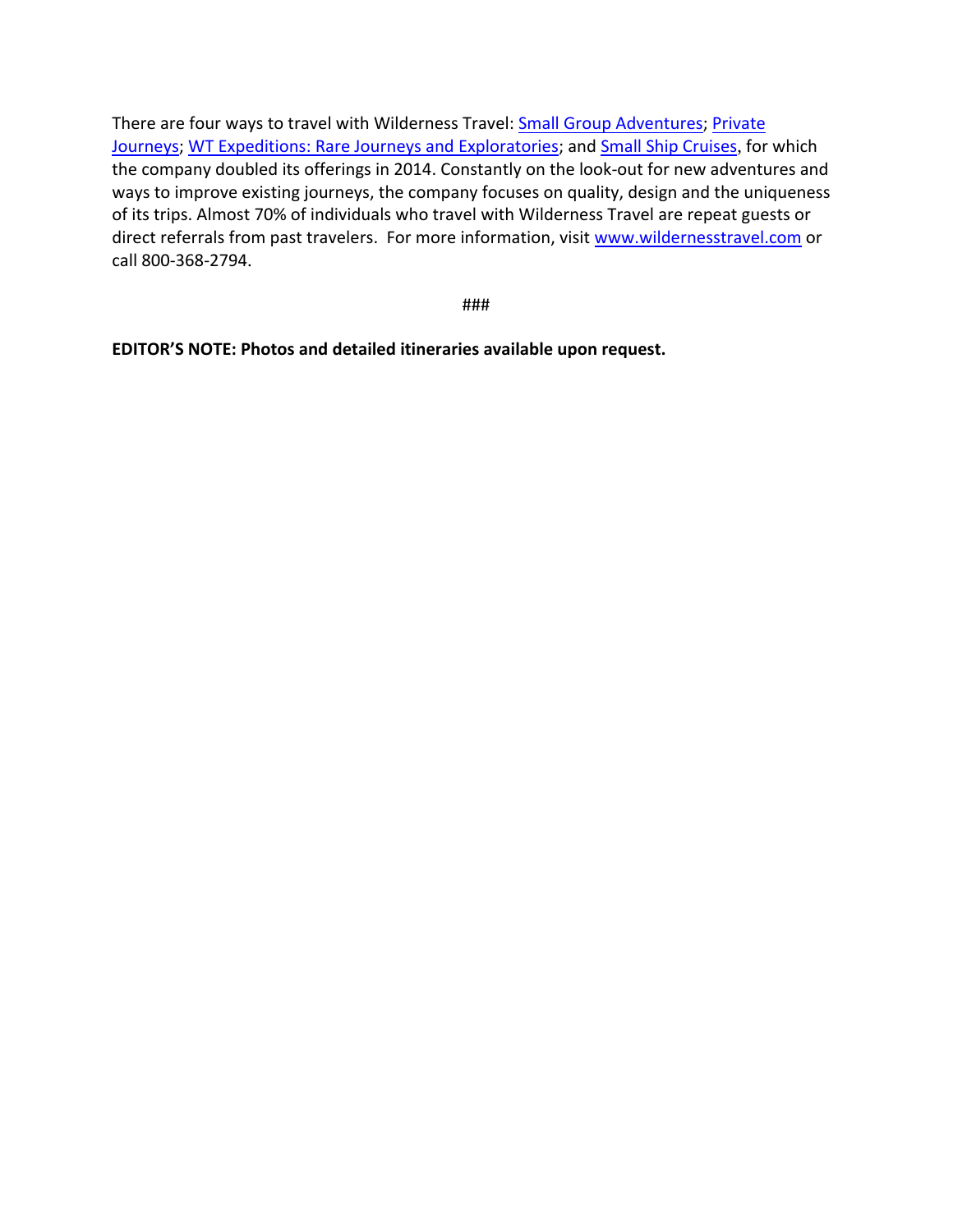There are four ways to travel with Wilderness Travel: Small Group Adventures; Private Journeys; WT Expeditions: Rare Journeys and Exploratories; and Small Ship Cruises, for which the company doubled its offerings in 2014. Constantly on the look-out for new adventures and ways to improve existing journeys, the company focuses on quality, design and the uniqueness of its trips. Almost 70% of individuals who travel with Wilderness Travel are repeat guests or direct referrals from past travelers. For more information, visit www.wildernesstravel.com or call 800-368-2794.

###

**EDITOR'S NOTE: Photos and detailed itineraries available upon request.**